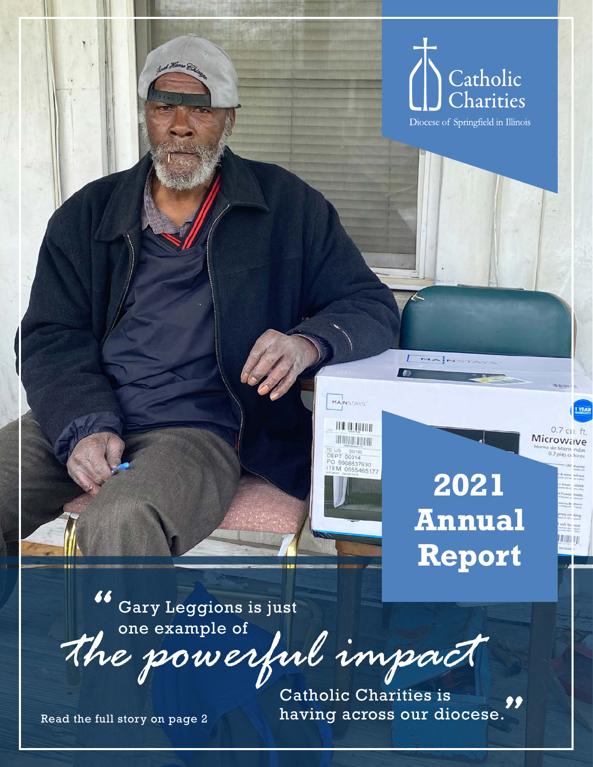# Catholic Charities

Diocese of Springfield in Illinois

# 2021 Annual Report

"Gary Leggions is just one example of *the powerful impact* Catholic Charities is having across our diocese."

Read the full story on page 2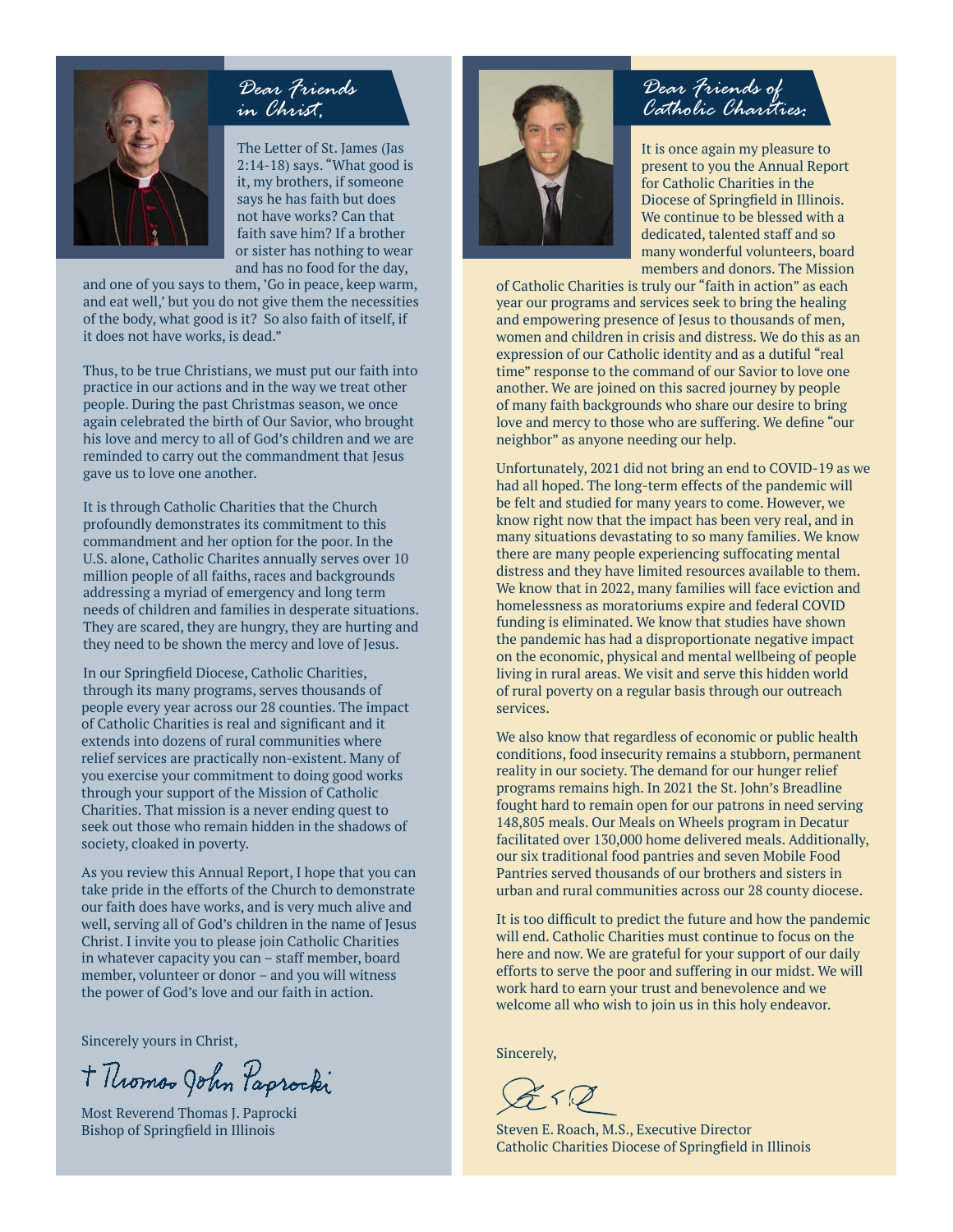## Dear Friends in Christ,

The Letter of St. James (Jas 2:14-18) says. "What good is it, my brothers, if someone says he has faith but does not have works? Can that faith save him? If a brother or sister has nothing to wear and has no food for the day, and one of you says to them, 'Go in peace, keep warm, and eat well,' but you do not give them the necessities of the body, what good is it? So also faith of itself, if it does not have works, is dead."

Thus, to be true Christians, we must put our faith into practice in our actions and in the way we treat other people. During the past Christmas season, we once again celebrated the birth of Our Savior, who brought his love and mercy to all of God's children and we are reminded to carry out the commandment that Jesus gave us to love one another.

It is through Catholic Charities that the Church profoundly demonstrates its commitment to this commandment and her option for the poor. In the U.S. alone, Catholic Charites annually serves over 10 million people of all faiths, races and backgrounds addressing a myriad of emergency and long term needs of children and families in desperate situations. They are scared, they are hungry, they are hurting and they need to be shown the mercy and love of Jesus.

In our Springfield Diocese, Catholic Charities, through its many programs, serves thousands of people every year across our 28 counties. The impact of Catholic Charities is real and significant and it extends into dozens of rural communities where relief services are practically non-existent. Many of you exercise your commitment to doing good works through your support of the Mission of Catholic Charities. That mission is a never ending quest to seek out those who remain hidden in the shadows of society, cloaked in poverty.

As you review this Annual Report, I hope that you can take pride in the efforts of the Church to demonstrate our faith does have works, and is very much alive and well, serving all of God's children in the name of Jesus Christ. I invite you to please join Catholic Charities in whatever capacity you can – staff member, board member, volunteer or donor – and you will witness the power of God's love and our faith in action.

Sincerely yours in Christ,

+ Thomas John Paprocki

Most Reverend Thomas J. Paprocki
Bishop of Springfield in Illinois

## Dear Friends of Catholic Charities:

It is once again my pleasure to present to you the Annual Report for Catholic Charities in the Diocese of Springfield in Illinois. We continue to be blessed with a dedicated, talented staff and so many wonderful volunteers, board members and donors. The Mission of Catholic Charities is truly our "faith in action" as each year our programs and services seek to bring the healing and empowering presence of Jesus to thousands of men, women and children in crisis and distress. We do this as an expression of our Catholic identity and as a dutiful "real time" response to the command of our Savior to love one another. We are joined on this sacred journey by people of many faith backgrounds who share our desire to bring love and mercy to those who are suffering. We define "our neighbor" as anyone needing our help.

Unfortunately, 2021 did not bring an end to COVID-19 as we had all hoped. The long-term effects of the pandemic will be felt and studied for many years to come. However, we know right now that the impact has been very real, and in many situations devastating to so many families. We know there are many people experiencing suffocating mental distress and they have limited resources available to them. We know that in 2022, many families will face eviction and homelessness as moratoriums expire and federal COVID funding is eliminated. We know that studies have shown the pandemic has had a disproportionate negative impact on the economic, physical and mental wellbeing of people living in rural areas. We visit and serve this hidden world of rural poverty on a regular basis through our outreach services.

We also know that regardless of economic or public health conditions, food insecurity remains a stubborn, permanent reality in our society. The demand for our hunger relief programs remains high. In 2021 the St. John's Breadline fought hard to remain open for our patrons in need serving 148,805 meals. Our Meals on Wheels program in Decatur facilitated over 130,000 home delivered meals. Additionally, our six traditional food pantries and seven Mobile Food Pantries served thousands of our brothers and sisters in urban and rural communities across our 28 county diocese.

It is too difficult to predict the future and how the pandemic will end. Catholic Charities must continue to focus on the here and now. We are grateful for your support of our daily efforts to serve the poor and suffering in our midst. We will work hard to earn your trust and benevolence and we welcome all who wish to join us in this holy endeavor.

Sincerely,

Steven E. Roach, M.S., Executive Director
Catholic Charities Diocese of Springfield in Illinois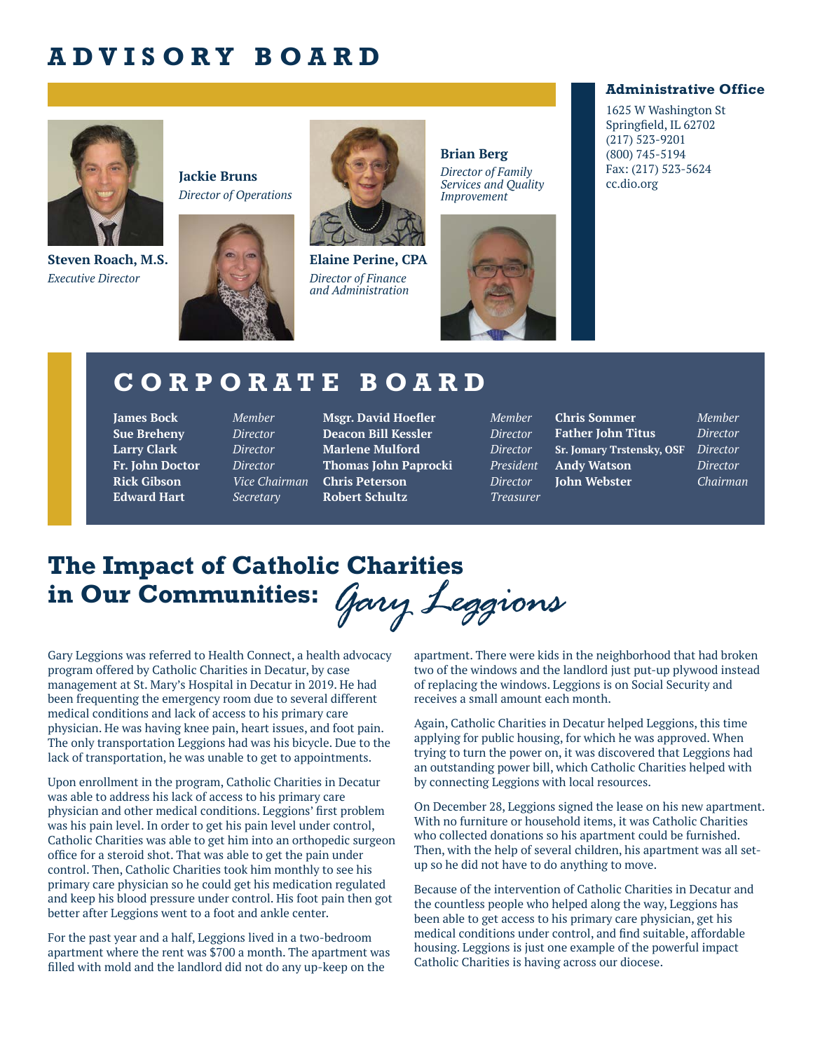# ADVISORY BOARD

**Steven Roach, M.S.**
*Executive Director*

**Jackie Bruns**
*Director of Operations*

**Elaine Perine, CPA**
*Director of Finance and Administration*

**Brian Berg**
*Director of Family Services and Quality Improvement*

**Administrative Office**

1625 W Washington St
Springfield, IL 62702
(217) 523-9201
(800) 745-5194
Fax: (217) 523-5624
cc.dio.org

# CORPORATE BOARD

| Name | Title |
|---|---|
| **James Bock** | *Member* |
| **Sue Breheny** | *Director* |
| **Larry Clark** | *Director* |
| **Fr. John Doctor** | *Director* |
| **Rick Gibson** | *Vice Chairman* |
| **Edward Hart** | *Secretary* |
| **Msgr. David Hoefler** | *Member* |
| **Deacon Bill Kessler** | *Director* |
| **Marlene Mulford** | *Director* |
| **Thomas John Paprocki** | *President* |
| **Chris Peterson** | *Director* |
| **Robert Schultz** | *Treasurer* |
| **Chris Sommer** | *Member* |
| **Father John Titus** | *Director* |
| **Sr. Jomary Trstensky, OSF** | *Director* |
| **Andy Watson** | *Director* |
| **John Webster** | *Chairman* |

# The Impact of Catholic Charities in Our Communities: *Gary Leggions*

Gary Leggions was referred to Health Connect, a health advocacy program offered by Catholic Charities in Decatur, by case management at St. Mary's Hospital in Decatur in 2019. He had been frequenting the emergency room due to several different medical conditions and lack of access to his primary care physician. He was having knee pain, heart issues, and foot pain. The only transportation Leggions had was his bicycle. Due to the lack of transportation, he was unable to get to appointments.

Upon enrollment in the program, Catholic Charities in Decatur was able to address his lack of access to his primary care physician and other medical conditions. Leggions' first problem was his pain level. In order to get his pain level under control, Catholic Charities was able to get him into an orthopedic surgeon office for a steroid shot. That was able to get the pain under control. Then, Catholic Charities took him monthly to see his primary care physician so he could get his medication regulated and keep his blood pressure under control. His foot pain then got better after Leggions went to a foot and ankle center.

For the past year and a half, Leggions lived in a two-bedroom apartment where the rent was $700 a month. The apartment was filled with mold and the landlord did not do any up-keep on the apartment. There were kids in the neighborhood that had broken two of the windows and the landlord just put-up plywood instead of replacing the windows. Leggions is on Social Security and receives a small amount each month.

Again, Catholic Charities in Decatur helped Leggions, this time applying for public housing, for which he was approved. When trying to turn the power on, it was discovered that Leggions had an outstanding power bill, which Catholic Charities helped with by connecting Leggions with local resources.

On December 28, Leggions signed the lease on his new apartment. With no furniture or household items, it was Catholic Charities who collected donations so his apartment could be furnished. Then, with the help of several children, his apartment was all set-up so he did not have to do anything to move.

Because of the intervention of Catholic Charities in Decatur and the countless people who helped along the way, Leggions has been able to get access to his primary care physician, get his medical conditions under control, and find suitable, affordable housing. Leggions is just one example of the powerful impact Catholic Charities is having across our diocese.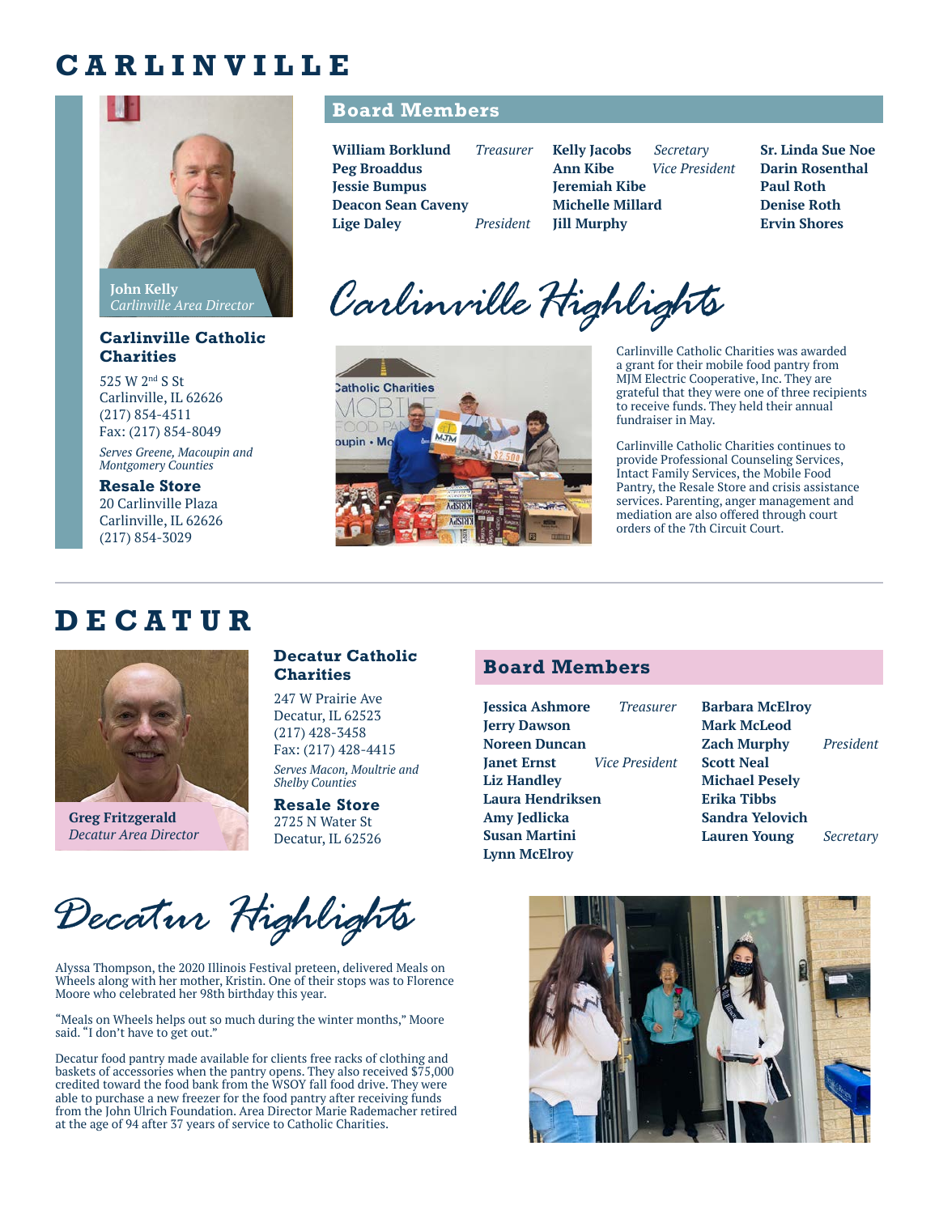# CARLINVILLE

**John Kelly**
*Carlinville Area Director*

### Carlinville Catholic Charities

525 W 2nd S St
Carlinville, IL 62626
(217) 854-4511
Fax: (217) 854-8049

*Serves Greene, Macoupin and Montgomery Counties*

### Resale Store

20 Carlinville Plaza
Carlinville, IL 62626
(217) 854-3029

## Board Members

**William Borklund** *Treasurer*
**Peg Broaddus**
**Jessie Bumpus**
**Deacon Sean Caveny**
**Lige Daley** *President*
**Kelly Jacobs** *Secretary*
**Ann Kibe** *Vice President*
**Jeremiah Kibe**
**Michelle Millard**
**Jill Murphy**
**Sr. Linda Sue Noe**
**Darin Rosenthal**
**Paul Roth**
**Denise Roth**
**Ervin Shores**

## Carlinville Highlights

Carlinville Catholic Charities was awarded a grant for their mobile food pantry from MJM Electric Cooperative, Inc. They are grateful that they were one of three recipients to receive funds. They held their annual fundraiser in May.

Carlinville Catholic Charities continues to provide Professional Counseling Services, Intact Family Services, the Mobile Food Pantry, the Resale Store and crisis assistance services. Parenting, anger management and mediation are also offered through court orders of the 7th Circuit Court.

# DECATUR

**Greg Fritzgerald**
*Decatur Area Director*

### Decatur Catholic Charities

247 W Prairie Ave
Decatur, IL 62523
(217) 428-3458
Fax: (217) 428-4415

*Serves Macon, Moultrie and Shelby Counties*

### Resale Store

2725 N Water St
Decatur, IL 62526

## Board Members

**Jessica Ashmore** *Treasurer*
**Jerry Dawson**
**Noreen Duncan**
**Janet Ernst** *Vice President*
**Liz Handley**
**Laura Hendriksen**
**Amy Jedlicka**
**Susan Martini**
**Lynn McElroy**
**Barbara McElroy**
**Mark McLeod**
**Zach Murphy** *President*
**Scott Neal**
**Michael Pesely**
**Erika Tibbs**
**Sandra Yelovich**
**Lauren Young** *Secretary*

## Decatur Highlights

Alyssa Thompson, the 2020 Illinois Festival preteen, delivered Meals on Wheels along with her mother, Kristin. One of their stops was to Florence Moore who celebrated her 98th birthday this year.

"Meals on Wheels helps out so much during the winter months," Moore said. "I don't have to get out."

Decatur food pantry made available for clients free racks of clothing and baskets of accessories when the pantry opens. They also received $75,000 credited toward the food bank from the WSOY fall food drive. They were able to purchase a new freezer for the food pantry after receiving funds from the John Ulrich Foundation. Area Director Marie Rademacher retired at the age of 94 after 37 years of service to Catholic Charities.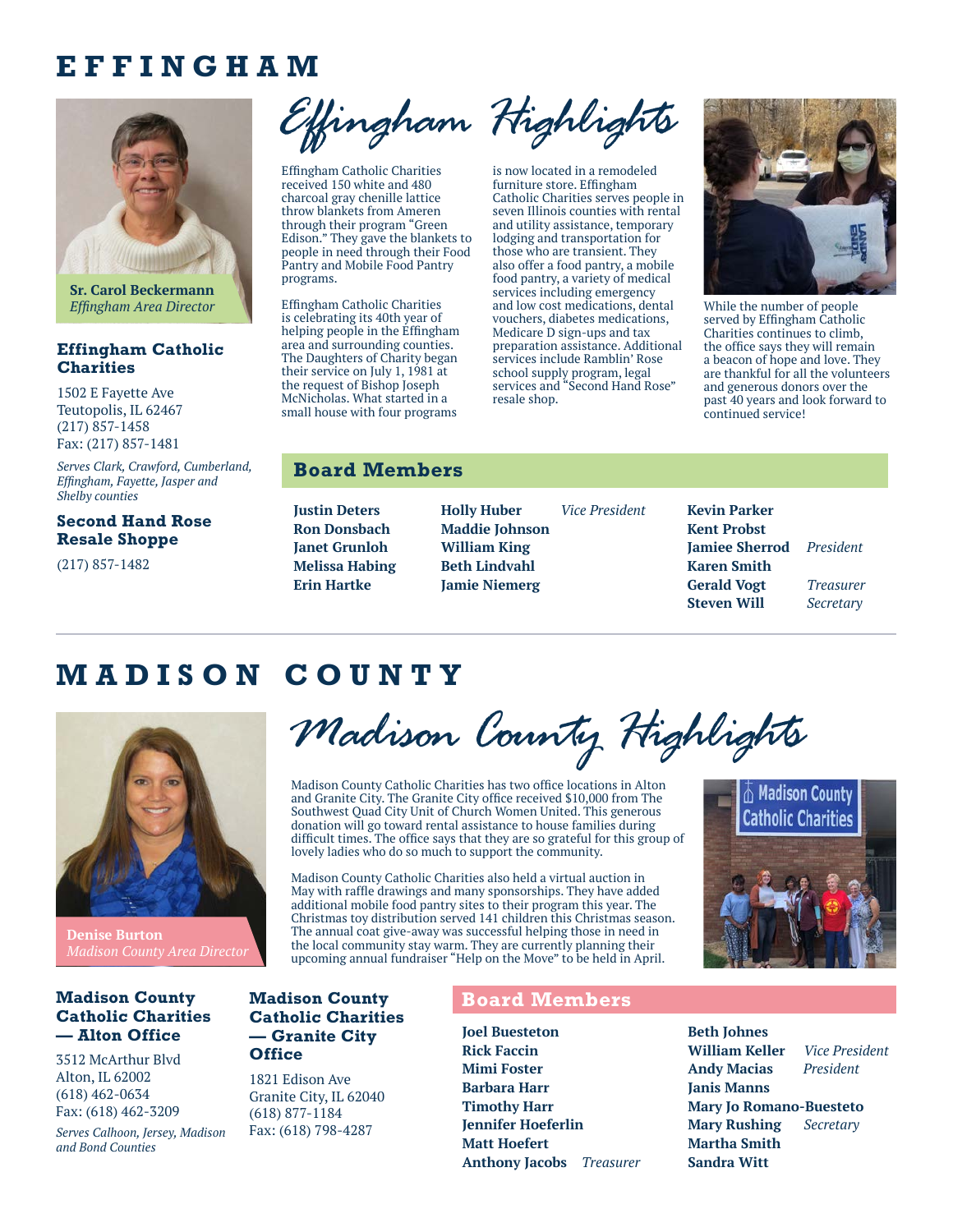# EFFINGHAM

**Sr. Carol Beckermann**
*Effingham Area Director*

### Effingham Catholic Charities

1502 E Fayette Ave
Teutopolis, IL 62467
(217) 857-1458
Fax: (217) 857-1481

*Serves Clark, Crawford, Cumberland, Effingham, Fayette, Jasper and Shelby counties*

### Second Hand Rose Resale Shoppe

(217) 857-1482

## Effingham Highlights

Effingham Catholic Charities received 150 white and 480 charcoal gray chenille lattice throw blankets from Ameren through their program "Green Edison." They gave the blankets to people in need through their Food Pantry and Mobile Food Pantry programs.

Effingham Catholic Charities is celebrating its 40th year of helping people in the Effingham area and surrounding counties. The Daughters of Charity began their service on July 1, 1981 at the request of Bishop Joseph McNicholas. What started in a small house with four programs is now located in a remodeled furniture store. Effingham Catholic Charities serves people in seven Illinois counties with rental and utility assistance, temporary lodging and transportation for those who are transient. They also offer a food pantry, a mobile food pantry, a variety of medical services including emergency and low cost medications, dental vouchers, diabetes medications, Medicare D sign-ups and tax preparation assistance. Additional services include Ramblin' Rose school supply program, legal services and "Second Hand Rose" resale shop.

While the number of people served by Effingham Catholic Charities continues to climb, the office says they will remain a beacon of hope and love. They are thankful for all the volunteers and generous donors over the past 40 years and look forward to continued service!

### Board Members

**Justin Deters**
**Ron Donsbach**
**Janet Grunloh**
**Melissa Habing**
**Erin Hartke**
**Holly Huber** *Vice President*
**Maddie Johnson**
**William King**
**Beth Lindvahl**
**Jamie Niemerg**
**Kevin Parker**
**Kent Probst**
**Jamiee Sherrod** *President*
**Karen Smith**
**Gerald Vogt** *Treasurer*
**Steven Will** *Secretary*

# MADISON COUNTY

**Denise Burton**
*Madison County Area Director*

### Madison County Catholic Charities — Alton Office

3512 McArthur Blvd
Alton, IL 62002
(618) 462-0634
Fax: (618) 462-3209

*Serves Calhoun, Jersey, Madison and Bond Counties*

### Madison County Catholic Charities — Granite City Office

1821 Edison Ave
Granite City, IL 62040
(618) 877-1184
Fax: (618) 798-4287

## Madison County Highlights

Madison County Catholic Charities has two office locations in Alton and Granite City. The Granite City office received $10,000 from The Southwest Quad City Unit of Church Women United. This generous donation will go toward rental assistance to house families during difficult times. The office says that they are so grateful for this group of lovely ladies who do so much to support the community.

Madison County Catholic Charities also held a virtual auction in May with raffle drawings and many sponsorships. They have added additional mobile food pantry sites to their program this year. The Christmas toy distribution served 141 children this Christmas season. The annual coat give-away was successful helping those in need in the local community stay warm. They are currently planning their upcoming annual fundraiser "Help on the Move" to be held in April.

### Board Members

**Joel Buesteton**
**Rick Faccin**
**Mimi Foster**
**Barbara Harr**
**Timothy Harr**
**Jennifer Hoeferlin**
**Matt Hoefert**
**Anthony Jacobs** *Treasurer*
**Beth Johnes**
**William Keller** *Vice President*
**Andy Macias** *President*
**Janis Manns**
**Mary Jo Romano-Buesteto**
**Mary Rushing** *Secretary*
**Martha Smith**
**Sandra Witt**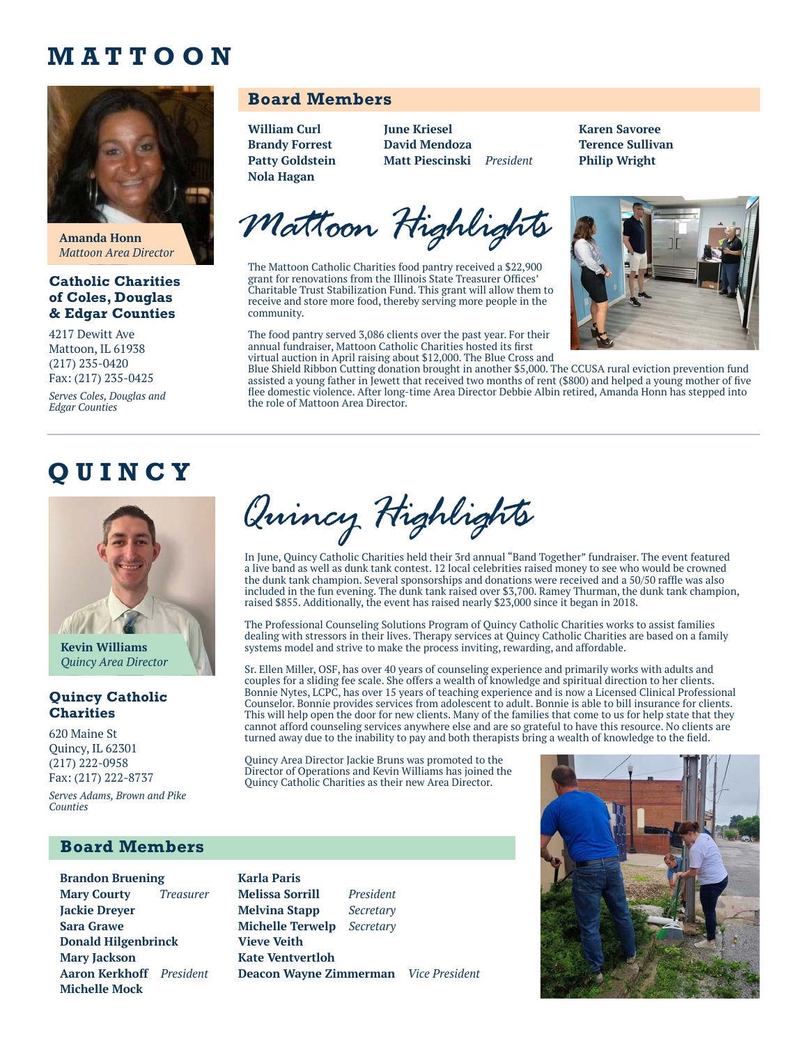# MATTOON

**Amanda Honn**
*Mattoon Area Director*

### Catholic Charities of Coles, Douglas & Edgar Counties

4217 Dewitt Ave
Mattoon, IL 61938
(217) 235-0420
Fax: (217) 235-0425

*Serves Coles, Douglas and Edgar Counties*

## Board Members

**William Curl**
**Brandy Forrest**
**Patty Goldstein**
**Nola Hagan**
**June Kriesel**
**David Mendoza**
**Matt Piescinski** *President*
**Karen Savoree**
**Terence Sullivan**
**Philip Wright**

## Mattoon Highlights

The Mattoon Catholic Charities food pantry received a $22,900 grant for renovations from the Illinois State Treasurer Offices' Charitable Trust Stabilization Fund. This grant will allow them to receive and store more food, thereby serving more people in the community.

The food pantry served 3,086 clients over the past year. For their annual fundraiser, Mattoon Catholic Charities hosted its first virtual auction in April raising about $12,000. The Blue Cross and Blue Shield Ribbon Cutting donation brought in another $5,000. The CCUSA rural eviction prevention fund assisted a young father in Jewett that received two months of rent ($800) and helped a young mother of five flee domestic violence. After long-time Area Director Debbie Albin retired, Amanda Honn has stepped into the role of Mattoon Area Director.

# QUINCY

**Kevin Williams**
*Quincy Area Director*

### Quincy Catholic Charities

620 Maine St
Quincy, IL 62301
(217) 222-0958
Fax: (217) 222-8737

*Serves Adams, Brown and Pike Counties*

## Quincy Highlights

In June, Quincy Catholic Charities held their 3rd annual "Band Together" fundraiser. The event featured a live band as well as dunk tank contest. 12 local celebrities raised money to see who would be crowned the dunk tank champion. Several sponsorships and donations were received and a 50/50 raffle was also included in the fun evening. The dunk tank raised over $3,700. Ramey Thurman, the dunk tank champion, raised $855. Additionally, the event has raised nearly $23,000 since it began in 2018.

The Professional Counseling Solutions Program of Quincy Catholic Charities works to assist families dealing with stressors in their lives. Therapy services at Quincy Catholic Charities are based on a family systems model and strive to make the process inviting, rewarding, and affordable.

Sr. Ellen Miller, OSF, has over 40 years of counseling experience and primarily works with adults and couples for a sliding fee scale. She offers a wealth of knowledge and spiritual direction to her clients. Bonnie Nytes, LCPC, has over 15 years of teaching experience and is now a Licensed Clinical Professional Counselor. Bonnie provides services from adolescent to adult. Bonnie is able to bill insurance for clients. This will help open the door for new clients. Many of the families that come to us for help state that they cannot afford counseling services anywhere else and are so grateful to have this resource. No clients are turned away due to the inability to pay and both therapists bring a wealth of knowledge to the field.

Quincy Area Director Jackie Bruns was promoted to the Director of Operations and Kevin Williams has joined the Quincy Catholic Charities as their new Area Director.

## Board Members

**Brandon Bruening**
**Mary Courty** *Treasurer*
**Jackie Dreyer**
**Sara Grawe**
**Donald Hilgenbrinck**
**Mary Jackson**
**Aaron Kerkhoff** *President*
**Michelle Mock**
**Karla Paris**
**Melissa Sorrill** *President*
**Melvina Stapp** *Secretary*
**Michelle Terwelp** *Secretary*
**Vieve Veith**
**Kate Ventvertloh**
**Deacon Wayne Zimmerman** *Vice President*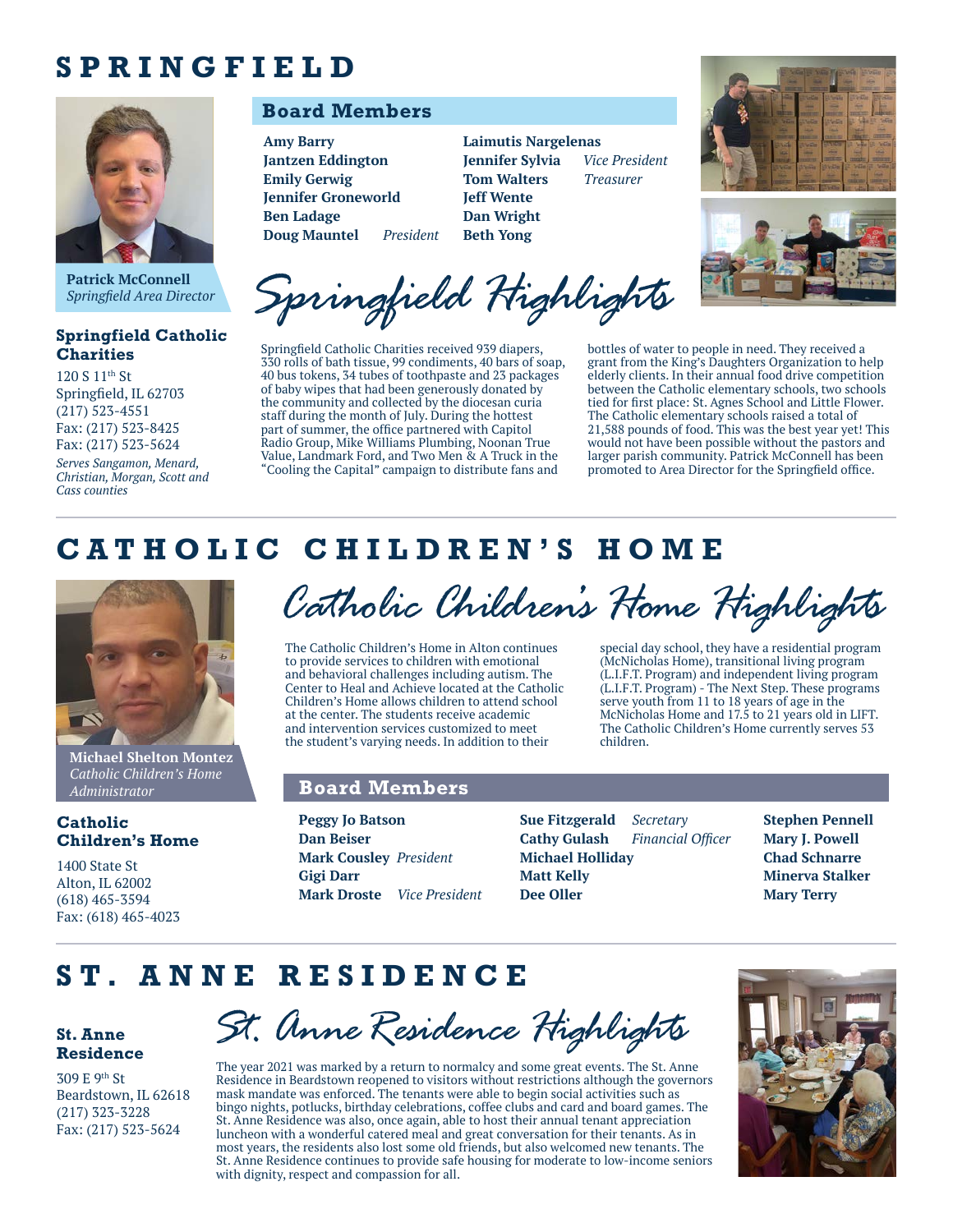# SPRINGFIELD

**Patrick McConnell**
*Springfield Area Director*

### Springfield Catholic Charities

120 S 11th St
Springfield, IL 62703
(217) 523-4551
Fax: (217) 523-8425
Fax: (217) 523-5624

*Serves Sangamon, Menard, Christian, Morgan, Scott and Cass counties*

## Board Members

**Amy Barry**
**Jantzen Eddington**
**Emily Gerwig**
**Jennifer Groneworld**
**Ben Ladage**
**Doug Mauntel** *President*
**Laimutis Nargelenas**
**Jennifer Sylvia** *Vice President*
**Tom Walters** *Treasurer*
**Jeff Wente**
**Dan Wright**
**Beth Yong**

## Springfield Highlights

Springfield Catholic Charities received 939 diapers, 330 rolls of bath tissue, 99 condiments, 40 bars of soap, 40 bus tokens, 34 tubes of toothpaste and 23 packages of baby wipes that had been generously donated by the community and collected by the diocesan curia staff during the month of July. During the hottest part of summer, the office partnered with Capitol Radio Group, Mike Williams Plumbing, Noonan True Value, Landmark Ford, and Two Men & A Truck in the "Cooling the Capital" campaign to distribute fans and bottles of water to people in need. They received a grant from the King's Daughters Organization to help elderly clients. In their annual food drive competition between the Catholic elementary schools, two schools tied for first place: St. Agnes School and Little Flower. The Catholic elementary schools raised a total of 21,588 pounds of food. This was the best year yet! This would not have been possible without the pastors and larger parish community. Patrick McConnell has been promoted to Area Director for the Springfield office.

# CATHOLIC CHILDREN'S HOME

**Michael Shelton Montez**
*Catholic Children's Home Administrator*

### Catholic Children's Home

1400 State St
Alton, IL 62002
(618) 465-3594
Fax: (618) 465-4023

## Catholic Children's Home Highlights

The Catholic Children's Home in Alton continues to provide services to children with emotional and behavioral challenges including autism. The Center to Heal and Achieve located at the Catholic Children's Home allows children to attend school at the center. The students receive academic and intervention services customized to meet the student's varying needs. In addition to their special day school, they have a residential program (McNicholas Home), transitional living program (L.I.F.T. Program) and independent living program (L.I.F.T. Program) - The Next Step. These programs serve youth from 11 to 18 years of age in the McNicholas Home and 17.5 to 21 years old in LIFT. The Catholic Children's Home currently serves 53 children.

## Board Members

**Peggy Jo Batson**
**Dan Beiser**
**Mark Cousley** *President*
**Gigi Darr**
**Mark Droste** *Vice President*
**Sue Fitzgerald** *Secretary*
**Cathy Gulash** *Financial Officer*
**Michael Holliday**
**Matt Kelly**
**Dee Oller**
**Stephen Pennell**
**Mary J. Powell**
**Chad Schnarre**
**Minerva Stalker**
**Mary Terry**

# ST. ANNE RESIDENCE

### St. Anne Residence

309 E 9th St
Beardstown, IL 62618
(217) 323-3228
Fax: (217) 523-5624

## St. Anne Residence Highlights

The year 2021 was marked by a return to normalcy and some great events. The St. Anne Residence in Beardstown reopened to visitors without restrictions although the governors mask mandate was enforced. The tenants were able to begin social activities such as bingo nights, potlucks, birthday celebrations, coffee clubs and card and board games. The St. Anne Residence was also, once again, able to host their annual tenant appreciation luncheon with a wonderful catered meal and great conversation for their tenants. As in most years, the residents also lost some old friends, but also welcomed new tenants. The St. Anne Residence continues to provide safe housing for moderate to low-income seniors with dignity, respect and compassion for all.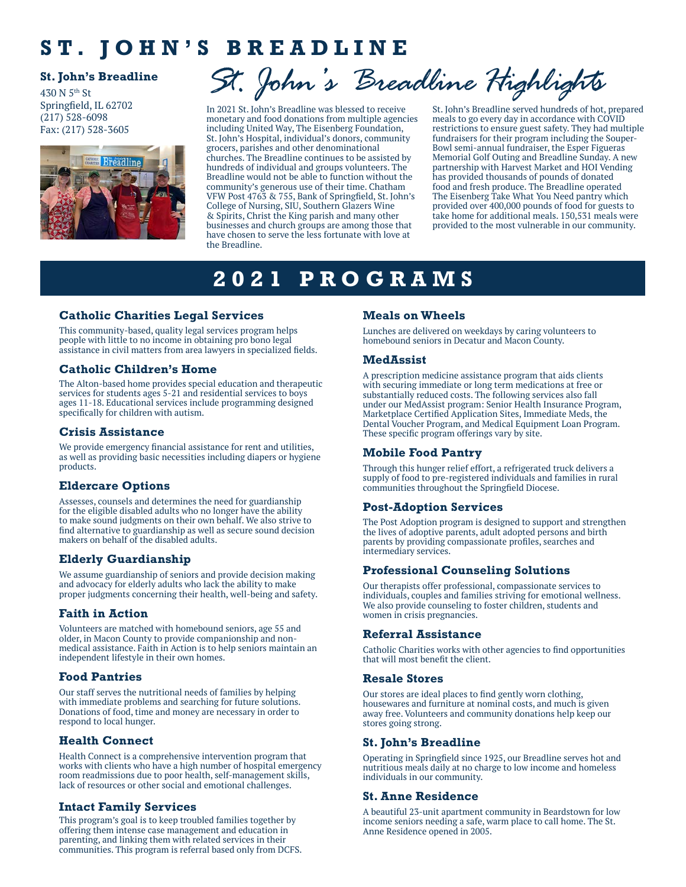# ST. JOHN'S BREADLINE

**St. John's Breadline**
430 N 5th St
Springfield, IL 62702
(217) 528-6098
Fax: (217) 528-3605

## St. John's Breadline Highlights

In 2021 St. John's Breadline was blessed to receive monetary and food donations from multiple agencies including United Way, The Eisenberg Foundation, St. John's Hospital, individual's donors, community grocers, parishes and other denominational churches. The Breadline continues to be assisted by hundreds of individual and groups volunteers. The Breadline would not be able to function without the community's generous use of their time. Chatham VFW Post 4763 & 755, Bank of Springfield, St. John's College of Nursing, SIU, Southern Glazers Wine & Spirits, Christ the King parish and many other businesses and church groups are among those that have chosen to serve the less fortunate with love at the Breadline.

St. John's Breadline served hundreds of hot, prepared meals to go every day in accordance with COVID restrictions to ensure guest safety. They had multiple fundraisers for their program including the Souper-Bowl semi-annual fundraiser, the Esper Figueras Memorial Golf Outing and Breadline Sunday. A new partnership with Harvest Market and HOI Vending has provided thousands of pounds of donated food and fresh produce. The Breadline operated The Eisenberg Take What You Need pantry which provided over 400,000 pounds of food for guests to take home for additional meals. 150,531 meals were provided to the most vulnerable in our community.

# 2021 PROGRAMS

### Catholic Charities Legal Services

This community-based, quality legal services program helps people with little to no income in obtaining pro bono legal assistance in civil matters from area lawyers in specialized fields.

### Catholic Children's Home

The Alton-based home provides special education and therapeutic services for students ages 5-21 and residential services to boys ages 11-18. Educational services include programming designed specifically for children with autism.

### Crisis Assistance

We provide emergency financial assistance for rent and utilities, as well as providing basic necessities including diapers or hygiene products.

### Eldercare Options

Assesses, counsels and determines the need for guardianship for the eligible disabled adults who no longer have the ability to make sound judgments on their own behalf. We also strive to find alternative to guardianship as well as secure sound decision makers on behalf of the disabled adults.

### Elderly Guardianship

We assume guardianship of seniors and provide decision making and advocacy for elderly adults who lack the ability to make proper judgments concerning their health, well-being and safety.

### Faith in Action

Volunteers are matched with homebound seniors, age 55 and older, in Macon County to provide companionship and non-medical assistance. Faith in Action is to help seniors maintain an independent lifestyle in their own homes.

### Food Pantries

Our staff serves the nutritional needs of families by helping with immediate problems and searching for future solutions. Donations of food, time and money are necessary in order to respond to local hunger.

### Health Connect

Health Connect is a comprehensive intervention program that works with clients who have a high number of hospital emergency room readmissions due to poor health, self-management skills, lack of resources or other social and emotional challenges.

### Intact Family Services

This program's goal is to keep troubled families together by offering them intense case management and education in parenting, and linking them with related services in their communities. This program is referral based only from DCFS.

### Meals on Wheels

Lunches are delivered on weekdays by caring volunteers to homebound seniors in Decatur and Macon County.

### MedAssist

A prescription medicine assistance program that aids clients with securing immediate or long term medications at free or substantially reduced costs. The following services also fall under our MedAssist program: Senior Health Insurance Program, Marketplace Certified Application Sites, Immediate Meds, the Dental Voucher Program, and Medical Equipment Loan Program. These specific program offerings vary by site.

### Mobile Food Pantry

Through this hunger relief effort, a refrigerated truck delivers a supply of food to pre-registered individuals and families in rural communities throughout the Springfield Diocese.

### Post-Adoption Services

The Post Adoption program is designed to support and strengthen the lives of adoptive parents, adult adopted persons and birth parents by providing compassionate profiles, searches and intermediary services.

### Professional Counseling Solutions

Our therapists offer professional, compassionate services to individuals, couples and families striving for emotional wellness. We also provide counseling to foster children, students and women in crisis pregnancies.

### Referral Assistance

Catholic Charities works with other agencies to find opportunities that will most benefit the client.

### Resale Stores

Our stores are ideal places to find gently worn clothing, housewares and furniture at nominal costs, and much is given away free. Volunteers and community donations help keep our stores going strong.

### St. John's Breadline

Operating in Springfield since 1925, our Breadline serves hot and nutritious meals daily at no charge to low income and homeless individuals in our community.

### St. Anne Residence

A beautiful 23-unit apartment community in Beardstown for low income seniors needing a safe, warm place to call home. The St. Anne Residence opened in 2005.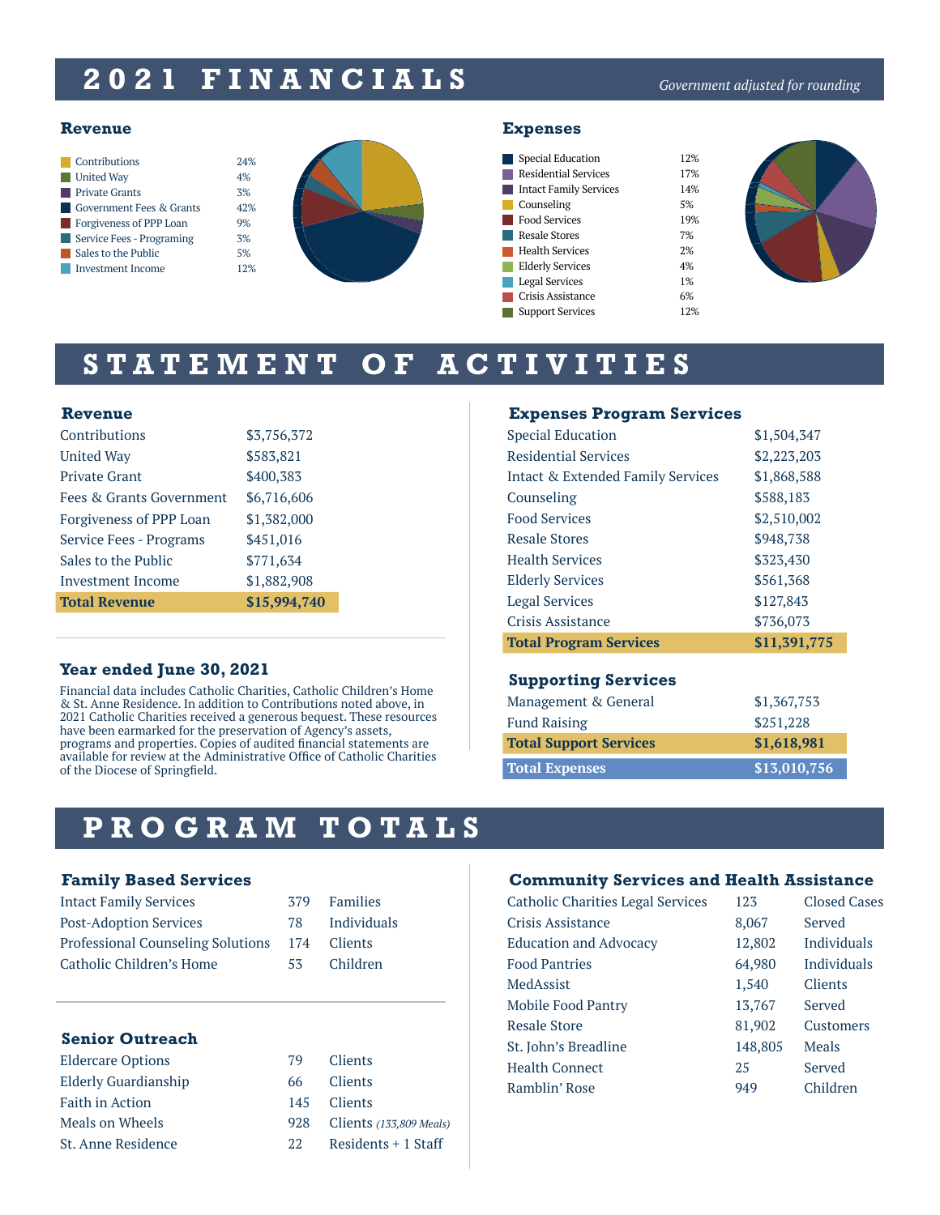# 2021 FINANCIALS

*Government adjusted for rounding*

### Revenue

| Category | % |
|---|---|
| Contributions | 24% |
| United Way | 4% |
| Private Grants | 3% |
| Government Fees & Grants | 42% |
| Forgiveness of PPP Loan | 9% |
| Service Fees - Programing | 3% |
| Sales to the Public | 5% |
| Investment Income | 12% |

### Expenses

| Category | % |
|---|---|
| Special Education | 12% |
| Residential Services | 17% |
| Intact Family Services | 14% |
| Counseling | 5% |
| Food Services | 19% |
| Resale Stores | 7% |
| Health Services | 2% |
| Elderly Services | 4% |
| Legal Services | 1% |
| Crisis Assistance | 6% |
| Support Services | 12% |

# STATEMENT OF ACTIVITIES

### Revenue

| Revenue | Amount |
|---|---|
| Contributions | $3,756,372 |
| United Way | $583,821 |
| Private Grant | $400,383 |
| Fees & Grants Government | $6,716,606 |
| Forgiveness of PPP Loan | $1,382,000 |
| Service Fees - Programs | $451,016 |
| Sales to the Public | $771,634 |
| Investment Income | $1,882,908 |
| **Total Revenue** | **$15,994,740** |

### Year ended June 30, 2021

Financial data includes Catholic Charities, Catholic Children's Home & St. Anne Residence. In addition to Contributions noted above, in 2021 Catholic Charities received a generous bequest. These resources have been earmarked for the preservation of Agency's assets, programs and properties. Copies of audited financial statements are available for review at the Administrative Office of Catholic Charities of the Diocese of Springfield.

### Expenses Program Services

| Program | Amount |
|---|---|
| Special Education | $1,504,347 |
| Residential Services | $2,223,203 |
| Intact & Extended Family Services | $1,868,588 |
| Counseling | $588,183 |
| Food Services | $2,510,002 |
| Resale Stores | $948,738 |
| Health Services | $323,430 |
| Elderly Services | $561,368 |
| Legal Services | $127,843 |
| Crisis Assistance | $736,073 |
| **Total Program Services** | **$11,391,775** |

### Supporting Services

| Service | Amount |
|---|---|
| Management & General | $1,367,753 |
| Fund Raising | $251,228 |
| **Total Support Services** | **$1,618,981** |
| **Total Expenses** | **$13,010,756** |

# PROGRAM TOTALS

### Family Based Services

| Program | Count | Unit |
|---|---|---|
| Intact Family Services | 379 | Families |
| Post-Adoption Services | 78 | Individuals |
| Professional Counseling Solutions | 174 | Clients |
| Catholic Children's Home | 53 | Children |

### Senior Outreach

| Program | Count | Unit |
|---|---|---|
| Eldercare Options | 79 | Clients |
| Elderly Guardianship | 66 | Clients |
| Faith in Action | 145 | Clients |
| Meals on Wheels | 928 | Clients *(133,809 Meals)* |
| St. Anne Residence | 22 | Residents + 1 Staff |

### Community Services and Health Assistance

| Program | Count | Unit |
|---|---|---|
| Catholic Charities Legal Services | 123 | Closed Cases |
| Crisis Assistance | 8,067 | Served |
| Education and Advocacy | 12,802 | Individuals |
| Food Pantries | 64,980 | Individuals |
| MedAssist | 1,540 | Clients |
| Mobile Food Pantry | 13,767 | Served |
| Resale Store | 81,902 | Customers |
| St. John's Breadline | 148,805 | Meals |
| Health Connect | 25 | Served |
| Ramblin' Rose | 949 | Children |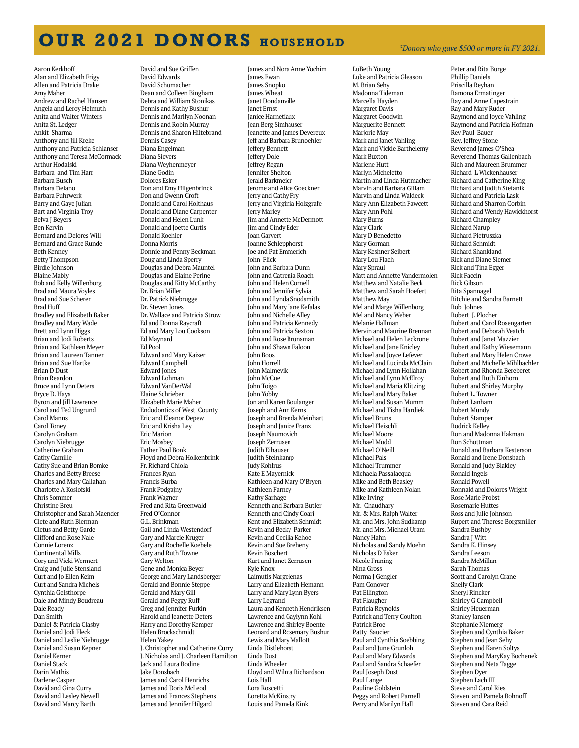# OUR 2021 DONORS HOUSEHOLD

*\*Donors who gave $500 or more in FY 2021.*

Aaron Kerkhoff
Alan and Elizabeth Frigy
Allen and Patricia Drake
Amy Maher
Andrew and Rachel Hansen
Angela and Leroy Helmuth
Anita and Walter Winters
Anita St. Ledger
Ankit Sharma
Anthony and Jill Kreke
Anthony and Patricia Schlanser
Anthony and Teresa McCormack
Arthur Hodalski
Barbara and Tim Harr
Barbara Busch
Barbara Delano
Barbara Fuhrwerk
Barry and Gaye Julian
Bart and Virginia Troy
Belva J Beyers
Ben Kervin
Bernard and Delores Will
Bernard and Grace Runde
Beth Kenney
Betty Thompson
Birdie Johnson
Blaine Mably
Bob and Kelly Willenborg
Brad and Maura Voyles
Brad and Sue Scherer
Brad Huff
Bradley and Elizabeth Baker
Bradley and Mary Wade
Brett and Lynn Higgs
Brian and Jodi Roberts
Brian and Kathleen Meyer
Brian and Laureen Tanner
Brian and Sue Hartke
Brian D Dust
Brian Reardon
Bruce and Lynn Deters
Bryce D. Hays
Byron and Jill Lawrence
Carol and Ted Ungrund
Carol Manns
Carol Toney
Carolyn Graham
Carolyn Niebrugge
Catherine Graham
Cathy Camille
Cathy Sue and Brian Bomke
Charles and Betty Breese
Charles and Mary Callahan
Charlotte A Koslofski
Chris Sommer
Christine Breu
Christopher and Sarah Maender
Clete and Ruth Bierman
Cletus and Betty Garde
Clifford and Rose Nale
Connie Lorenz
Continental Mills
Cory and Vicki Wermert
Craig and Julie Stensland
Curt and Jo Ellen Keim
Curt and Sandra Michels
Cynthia Gelsthorpe
Dale and Mindy Boudreau
Dale Ready
Dan Smith
Daniel & Patricia Clasby
Daniel and Jodi Fleck
Daniel and Leslie Niebrugge
Daniel and Susan Kepner
Daniel Kerner
Daniel Stack
Darin Mathis
Darlene Casper
David and Gina Curry
David and Lesley Newell
David and Marcy Barth
David and Sue Griffen
David Edwards
David Schumacher
Dean and Colleen Bingham
Debra and William Stonikas
Dennis and Kathy Bushur
Dennis and Marilyn Noonan
Dennis and Robin Murray
Dennis and Sharon Hiltebrand
Dennis Casey
Diana Engelman
Diana Sievers
Diana Weyhenmeyer
Diane Godin
Dolores Esker
Don and Emy Hilgenbrinck
Don and Gwenn Croft
Donald and Carol Holthaus
Donald and Diane Carpenter
Donald and Helen Lunk
Donald and Joette Curtis
Donald Koehler
Donna Morris
Donnie and Penny Beckman
Doug and Linda Sperry
Douglas and Debra Mauntel
Douglas and Elaine Perine
Douglas and Kitty McCarthy
Dr. Brian Miller
Dr. Patrick Niebrugge
Dr. Steven Jones
Dr. Wallace and Patricia Strow
Ed and Donna Raycraft
Ed and Mary Lou Cookson
Ed Maynard
Ed Pool
Edward and Mary Kaizer
Edward Campbell
Edward Jones
Edward Lohman
Edward VanDerWal
Elaine Schrieber
Elizabeth Marie Maher
Endodontics of West County
Eric and Eleanor Depew
Eric and Krisha Ley
Eric Marion
Eric Mosbey
Father Paul Bonk
Floyd and Debra Holkenbrink
Fr. Richard Chiola
Frances Ryan
Francis Burba
Frank Podgajny
Frank Wagner
Fred and Rita Greenwald
Fred O'Connor
G.L. Brinkman
Gail and Linda Westendorf
Gary and Marcie Kruger
Gary and Rochelle Koebele
Gary and Ruth Towne
Gary Welton
Gene and Monica Beyer
George and Mary Landsberger
Gerald and Bonnie Steppe
Gerald and Mary Gill
Gerald and Peggy Ruff
Greg and Jennifer Furkin
Harold and Jeanette Deters
Harry and Dorothy Kemper
Helen Brockschmidt
Helen Yakey
J. Christopher and Catherine Curry
J. Nicholas and J. Charleen Hamilton
Jack and Laura Bodine
Jake Donsbach
James and Carol Henrichs
James and Doris McLeod
James and Frances Stephens
James and Jennifer Hilgard
James and Nora Anne Yochim
James Ewan
James Snopko
James Wheat
Janet Dondanville
Janet Ernst
Janice Harnetiaux
Jean Berg Simhauser
Jeanette and James Devereux
Jeff and Barbara Brunoehler
Jeffery Bennett
Jeffery Dole
Jeffrey Regan
Jennifer Shelton
Jerald Barkmeier
Jerome and Alice Goeckner
Jerry and Cathy Fry
Jerry and Virginia Holzgrafe
Jerry Marley
Jim and Annette McDermott
Jim and Cindy Eder
Joan Garvert
Joanne Schlepphorst
Joe and Pat Emmerich
John Flick
John and Barbara Dunn
John and Catrenia Roach
John and Helen Cornell
John and Jennifer Sylvia
John and Lynda Snodsmith
John and Mary Jane Kefalas
John and Nichelle Alley
John and Patricia Kennedy
John and Patricia Sexton
John and Rose Brunsman
John and Shawn Faloon
John Boos
John Horrell
John Malmevik
John McCue
John Toigo
John Yobby
Jon and Karen Boulanger
Joseph and Ann Kerns
Joseph and Brenda Meinhart
Joseph and Janice Franz
Joseph Naumovich
Joseph Zerrusen
Judith Eihausen
Judith Steinkamp
Judy Kohlrus
Kate E Mayernick
Kathleen and Mary O'Bryen
Kathleen Farney
Kathy Sarhage
Kenneth and Barbara Butler
Kenneth and Cindy Coari
Kent and Elizabeth Schmidt
Kevin and Becky Parker
Kevin and Cecilia Kehoe
Kevin and Sue Breheny
Kevin Boschert
Kurt and Janet Zerrusen
Kyle Knox
Laimutis Nargelenas
Larry and Elizabeth Hemann
Larry and Mary Lynn Byers
Larry Legrand
Laura and Kenneth Hendriksen
Lawrence and Gaylynn Kohl
Lawrence and Shirley Boente
Leonard and Rosemary Bushur
Lewis and Mary Mallott
Linda Distlehorst
Linda Dust
Linda Wheeler
Lloyd and Wilma Richardson
Lois Hall
Lora Roscetti
Loretta McKinstry
Louis and Pamela Kink
LuBeth Young
Luke and Patricia Gleason
M. Brian Sehy
Madonna Tideman
Marcella Hayden
Margaret Davis
Margaret Goodwin
Marguerite Bennett
Marjorie May
Mark and Janet Vahling
Mark and Vickie Barthelemy
Mark Buxton
Marlene Hutt
Marlyn Micheletto
Martin and Linda Hutmacher
Marvin and Barbara Gillam
Marvin and Linda Waldeck
Mary Ann Elizabeth Fawcett
Mary Ann Pohl
Mary Burns
Mary Clark
Mary D Benedetto
Mary Gorman
Mary Keshner Seibert
Mary Lou Flach
Mary Spraul
Matt and Annette Vandermolen
Matthew and Natalie Beck
Matthew and Sarah Hoefert
Matthew May
Mel and Marge Willenborg
Mel and Nancy Weber
Melanie Hallman
Mervin and Maurine Brennan
Michael and Helen Leckrone
Michael and Jane Knicley
Michael and Joyce Lefever
Michael and Lucinda McClain
Michael and Lynn Hollahan
Michael and Lynn McElroy
Michael and Maria Klitzing
Michael and Mary Baker
Michael and Susan Mumm
Michael and Tisha Hardiek
Michael Bruns
Michael Fleischli
Michael Moore
Michael Mudd
Michael O'Neill
Michael Pals
Michael Trummer
Michaela Passalacqua
Mike and Beth Beasley
Mike and Kathleen Nolan
Mike Irving
Mr. Chaudhary
Mr. & Mrs. Ralph Walter
Mr. and Mrs. John Sudkamp
Mr. and Mrs. Michael Uram
Nancy Hahn
Nicholas and Sandy Moehn
Nicholas D Esker
Nicole Franing
Nina Gross
Norma J Gengler
Pam Conover
Pat Ellington
Pat Flaugher
Patricia Reynolds
Patrick and Terry Coulton
Patrick Broe
Patty Saucier
Paul and Cynthia Soebbing
Paul and June Grunloh
Paul and Mary Edwards
Paul and Sandra Schaefer
Paul Joseph Dust
Paul Lange
Pauline Goldstein
Peggy and Robert Parnell
Perry and Marilyn Hall
Peter and Rita Burge
Phillip Daniels
Priscilla Reyhan
Ramona Ermatinger
Ray and Anne Capestrain
Ray and Mary Ruder
Raymond and Joyce Vahling
Raymond and Patricia Hofman
Rev Paul Bauer
Rev. Jeffrey Stone
Reverend James O'Shea
Reverend Thomas Gallenbach
Rich and Maureen Brummer
Richard L Wickenhauser
Richard and Catherine King
Richard and Judith Stefanik
Richard and Patricia Lask
Richard and Sharron Corbin
Richard and Wendy Hawickhorst
Richard Champley
Richard Narup
Richard Pietruszka
Richard Schmidt
Richard Shankland
Rick and Diane Siemer
Rick and Tina Egger
Rick Faccin
Rick Gibson
Rita Spannagel
Ritchie and Sandra Barnett
Rob Johnes
Robert J. Plocher
Robert and Carol Rosengarten
Robert and Deborah Veatch
Robert and Janet Mazzier
Robert and Kathy Wiesemann
Robert and Mary Helen Crowe
Robert and Michelle Mihlbachler
Robert and Rhonda Bereberet
Robert and Ruth Einhorn
Robert and Shirley Murphy
Robert L. Towner
Robert Lanham
Robert Mundy
Robert Stamper
Rodrick Kelley
Ron and Madonna Hakman
Ron Schottman
Ronald and Barbara Kesterson
Ronald and Irene Donsbach
Ronald and Judy Blakley
Ronald Ingels
Ronald Powell
Ronnald and Dolores Wright
Rose Marie Probst
Rosemarie Huttes
Ross and Julie Johnson
Rupert and Therese Borgsmiller
Sandra Bushby
Sandra J Witt
Sandra K. Hinsey
Sandra Leeson
Sandra McMillan
Sarah Thomas
Scott and Carolyn Crane
Shelly Clark
Sheryl Rincker
Shirley G Campbell
Shirley Heuerman
Stanley Jansen
Stephanie Niemerg
Stephen and Cynthia Baker
Stephen and Jean Sehy
Stephen and Karen Soltys
Stephen and MaryKay Bochenek
Stephen and Neta Tagge
Stephen Dyer
Stephen Lach III
Steve and Carol Ries
Steven and Pamela Bohnoff
Steven and Cara Reid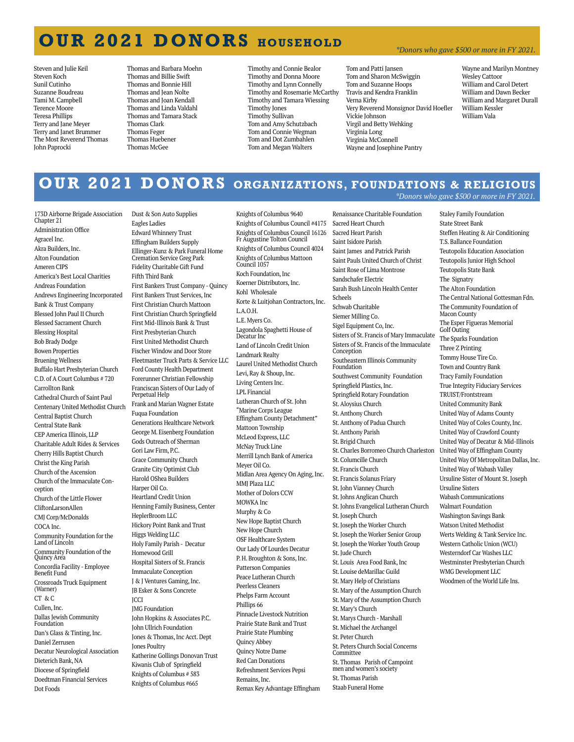# OUR 2021 DONORS HOUSEHOLD

*Donors who gave $500 or more in FY 2021.*

Steven and Julie Keil
Steven Koch
Sunil Cutinho
Suzanne Boudreau
Tami M. Campbell
Terence Moore
Teresa Phillips
Terry and Jane Meyer
Terry and Janet Brummer
The Most Reverend Thomas John Paprocki
Thomas and Barbara Moehn
Thomas and Billie Swift
Thomas and Bonnie Hill
Thomas and Jean Nolte
Thomas and Joan Kendall
Thomas and Linda Valdahl
Thomas and Tamara Stack
Thomas Clark
Thomas Feger
Thomas Huebener
Thomas McGee
Timothy and Connie Bealor
Timothy and Donna Moore
Timothy and Lynn Connelly
Timothy and Rosemarie McCarthy
Timothy and Tamara Wiessing
Timothy Jones
Timothy Sullivan
Tom and Amy Schutzbach
Tom and Connie Wegman
Tom and Dot Zumbahlen
Tom and Megan Walters
Tom and Patti Jansen
Tom and Sharon McSwiggin
Tom and Suzanne Hoops
Travis and Kendra Franklin
Verna Kirby
Very Reverend Monsignor David Hoefler
Vickie Johnson
Virgil and Betty Wehking
Virginia Long
Virginia McConnell
Wayne and Josephine Pantry
Wayne and Marilyn Montney
Wesley Cattoor
William and Carol Detert
William and Dawn Becker
William and Margaret Durall
William Kessler
William Vala

# OUR 2021 DONORS ORGANIZATIONS, FOUNDATIONS & RELIGIOUS

*Donors who gave $500 or more in FY 2021.*

173D Airborne Brigade Association Chapter 21
Administration Office
Agracel Inc.
Akra Builders, Inc.
Alton Foundation
Ameren CIPS
America's Best Local Charities
Andreas Foundation
Andrews Engineering Incorporated
Bank & Trust Company
Blessed John Paul II Church
Blessed Sacrament Church
Blessing Hospital
Bob Brady Dodge
Bowen Properties
Bruening Wellness
Buffalo Hart Presbyterian Church
C.D. of A Court Columbus # 720
Carrollton Bank
Cathedral Church of Saint Paul
Centenary United Methodist Church
Central Baptist Church
Central State Bank
CEP America Illinois, LLP
Charitable Adult Rides & Services
Cherry Hills Baptist Church
Christ the King Parish
Church of the Ascension
Church of the Immaculate Conception
Church of the Little Flower
CliftonLarsonAllen
CMJ Corp/McDonalds
COCA Inc.
Community Foundation for the Land of Lincoln
Community Foundation of the Quincy Area
Concordia Facility - Employee Benefit Fund
Crossroads Truck Equipment (Warner)
CT & C
Cullen, Inc.
Dallas Jewish Community Foundation
Dan's Glass & Tinting, Inc.
Daniel Zerrusen
Decatur Neurological Association
Dieterich Bank, NA
Diocese of Springfield
Doedtman Financial Services
Dot Foods
Dust & Son Auto Supplies
Eagles Ladies
Edward Whinnery Trust
Effingham Builders Supply
Ellinger-Kunz & Park Funeral Home Cremation Service Greg Park
Fidelity Charitable Gift Fund
Fifth Third Bank
First Bankers Trust Company - Quincy
First Bankers Trust Services, Inc
First Christian Church Mattoon
First Christian Church Springfield
First Mid-Illinois Bank & Trust
First Presbyterian Church
First United Methodist Church
Fischer Window and Door Store
Fleetmaster Truck Parts & Service LLC
Ford County Health Department
Forerunner Christian Fellowship
Franciscan Sisters of Our Lady of Perpetual Help
Frank and Marian Wagner Estate
Fuqua Foundation
Generations Healthcare Network
George M. Eisenberg Foundation
Gods Outreach of Sherman
Gori Law Firm, P.C.
Grace Community Church
Granite City Optimist Club
Harold OShea Builders
Harper Oil Co.
Heartland Credit Union
Henning Family Business, Center
HeplerBroom LLC
Hickory Point Bank and Trust
Higgs Welding LLC
Holy Family Parish - Decatur
Homewood Grill
Hospital Sisters of St. Francis
Immaculate Conception
J & J Ventures Gaming, Inc.
JB Esker & Sons Concrete
JCCI
JMG Foundation
John Hopkins & Associates P.C.
John Ullrich Foundation
Jones & Thomas, Inc Acct. Dept
Jones Poultry
Katherine Gollings Donovan Trust
Kiwanis Club of Springfield
Knights of Columbus # 583
Knights of Columbus #665
Knights of Columbus 9640
Knights of Columbus Council #4175
Knights of Columbus Council 16126 Fr Augustine Tolton Council
Knights of Columbus Council 4024
Knights of Columbus Mattoon Council 1057
Koch Foundation, Inc
Koerner Distributors, Inc.
Kohl Wholesale
Korte & Luitjohan Contractors, Inc.
L.A.O.H.
L.E. Myers Co.
Lagondola Spaghetti House of Decatur Inc
Land of Lincoln Credit Union
Landmark Realty
Laurel United Methodist Church
Levi, Ray & Shoup, Inc.
Living Centers Inc.
LPL Financial
Lutheran Church of St. John
"Marine Corps League Effingham County Detachment"
Mattoon Township
McLeod Express, LLC
McNay Truck Line
Merrill Lynch Bank of America
Meyer Oil Co.
Midlan Area Agency On Aging, Inc.
MMJ Plaza LLC
Mother of Dolors CCW
MOWKA Inc
Murphy & Co
New Hope Baptist Church
New Hope Church
OSF Healthcare System
Our Lady Of Lourdes Decatur
P. H. Broughton & Sons, Inc.
Patterson Companies
Peace Lutheran Church
Peerless Cleaners
Phelps Farm Account
Phillips 66
Pinnacle Livestock Nutrition
Prairie State Bank and Trust
Prairie State Plumbing
Quincy Abbey
Quincy Notre Dame
Red Can Donations
Refreshment Services Pepsi
Remains, Inc.
Remax Key Advantage Effingham
Renaissance Charitable Foundation
Sacred Heart Church
Sacred Heart Parish
Saint Isidore Parish
Saint James and Patrick Parish
Saint Pauls United Church of Christ
Saint Rose of Lima Montrose
Sandschafer Electric
Sarah Bush Lincoln Health Center
Scheels
Schwab Charitable
Siemer Milling Co.
Sigel Equipment Co, Inc.
Sisters of St. Francis of Mary Immaculate
Sisters of St. Francis of the Immaculate Conception
Southeastern Illinois Community Foundation
Southwest Community Foundation
Springfield Plastics, Inc.
Springfield Rotary Foundation
St. Aloysius Church
St. Anthony Church
St. Anthony of Padua Church
St. Anthony Parish
St. Brigid Church
St. Charles Borromeo Church Charleston
St. Columcille Church
St. Francis Church
St. Francis Solanus Friary
St. John Vianney Church
St. Johns Anglican Church
St. Johns Evangelical Lutheran Church
St. Joseph Church
St. Joseph the Worker Church
St. Joseph the Worker Senior Group
St. Joseph the Worker Youth Group
St. Jude Church
St. Louis Area Food Bank, Inc
St. Louise deMarillac Guild
St. Mary Help of Christians
St. Mary of the Assumption Church
St. Mary of the Assumption Church
St. Mary's Church
St. Marys Church - Marshall
St. Michael the Archangel
St. Peter Church
St. Peters Church Social Concerns Committee
St. Thomas Parish of Campoint men and women's society
St. Thomas Parish
Staab Funeral Home
Staley Family Foundation
State Street Bank
Steffen Heating & Air Conditioning
T.S. Ballance Foundation
Teutopolis Education Association
Teutopolis Junior High School
Teutopolis State Bank
The Signatry
The Alton Foundation
The Central National Gottesman Fdn.
The Community Foundation of Macon County
The Esper Figueras Memorial Golf Outing
The Sparks Foundation
Three Z Printing
Tommy House Tire Co.
Town and Country Bank
Tracy Family Foundation
True Integrity Fiduciary Services
TRUIST/Frontstream
United Community Bank
United Way of Adams County
United Way of Coles County, Inc.
United Way of Crawford County
United Way of Decatur & Mid-Illinois
United Way of Effingham County
United Way Of Metropolitan Dallas, Inc.
United Way of Wabash Valley
Ursuline Sister of Mount St. Joseph
Ursuline Sisters
Wabash Communications
Walmart Foundation
Washington Savings Bank
Watson United Methodist
Werts Welding & Tank Service Inc.
Western Catholic Union (WCU)
Westerndorf Car Washes LLC
Westminster Presbyterian Church
WMG Development LLC
Woodmen of the World Life Ins.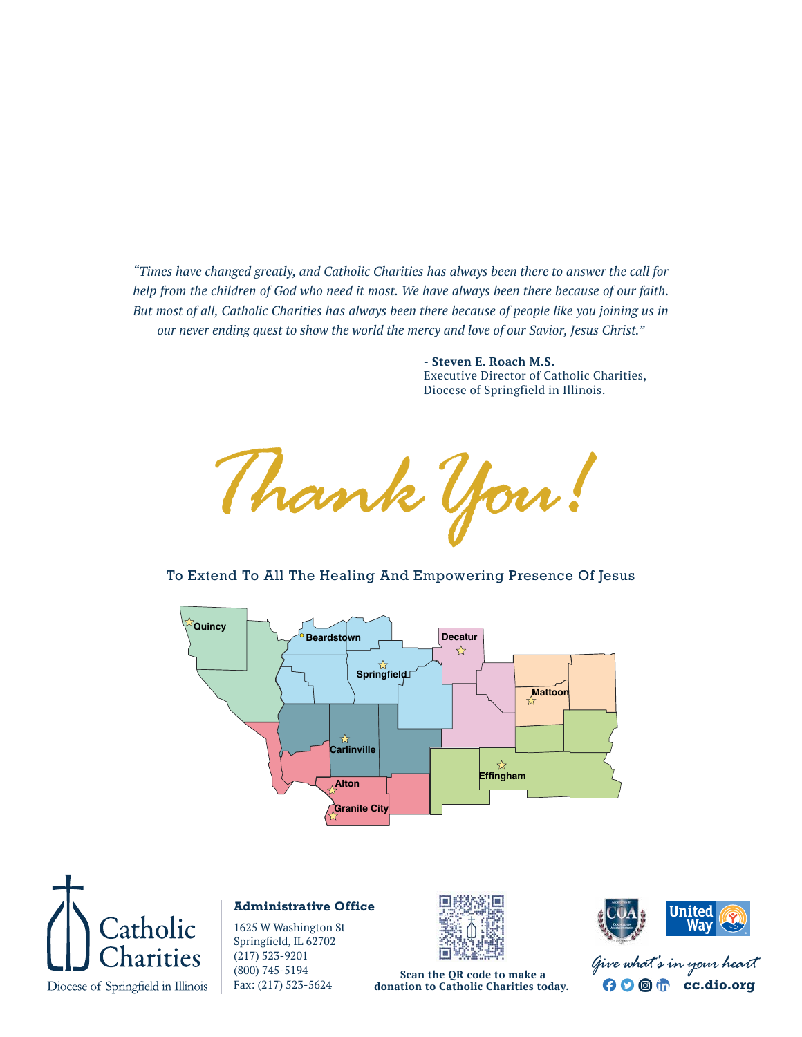*"Times have changed greatly, and Catholic Charities has always been there to answer the call for help from the children of God who need it most. We have always been there because of our faith. But most of all, Catholic Charities has always been there because of people like you joining us in our never ending quest to show the world the mercy and love of our Savior, Jesus Christ."*

**- Steven E. Roach M.S.**
Executive Director of Catholic Charities,
Diocese of Springfield in Illinois.

# Thank You!

To Extend To All The Healing And Empowering Presence Of Jesus

Quincy
Beardstown
Springfield
Decatur
Mattoon
Carlinville
Effingham
Alton
Granite City

Catholic Charities
Diocese of Springfield in Illinois

**Administrative Office**

1625 W Washington St
Springfield, IL 62702
(217) 523-9201
(800) 745-5194
Fax: (217) 523-5624

**Scan the QR code to make a donation to Catholic Charities today.**

United Way

*Give what's in your heart*

**cc.dio.org**